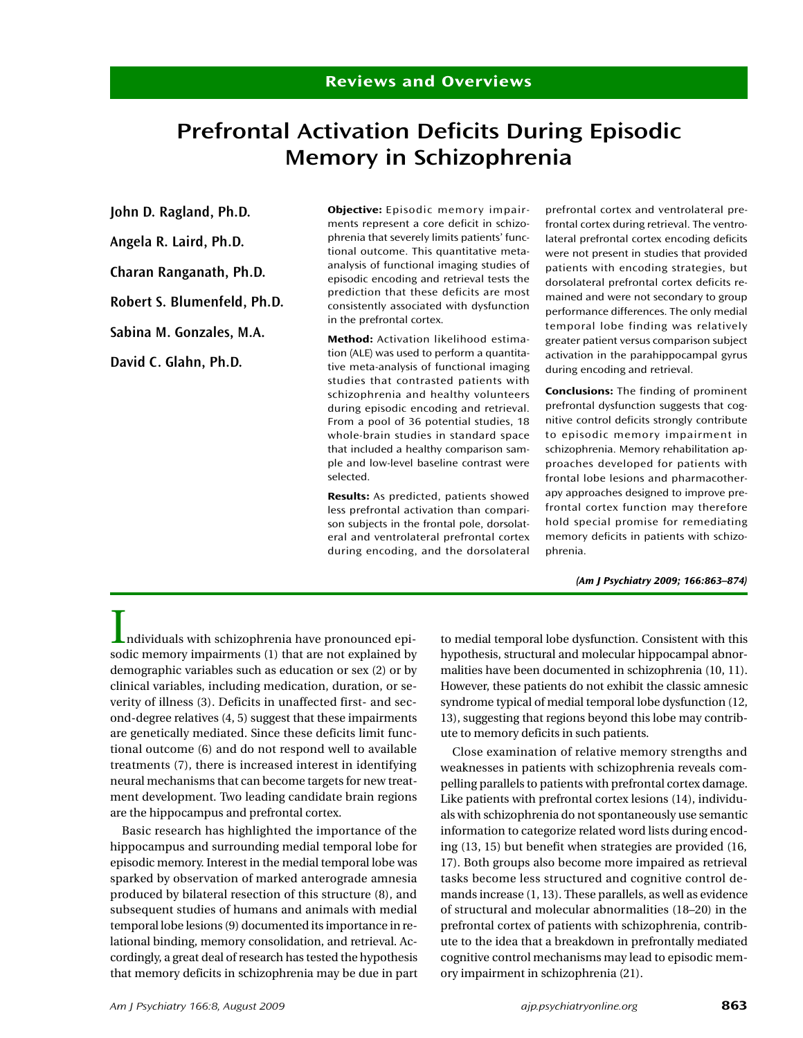Reviews and Overviews

# Prefrontal Activation Deficits During Episodic Memory in Schizophrenia

**John D. Ragland, Ph.D.**

**Angela R. Laird, Ph.D.**

**Charan Ranganath, Ph.D.**

**Robert S. Blumenfeld, Ph.D.**

**Sabina M. Gonzales, M.A.**

**David C. Glahn, Ph.D.**

**Objective:** Episodic memory impairments represent a core deficit in schizophrenia that severely limits patients' functional outcome. This quantitative meta-analysis of functional imaging studies of episodic encoding and retrieval tests the prediction that these deficits are most consistently associated with dysfunction in the prefrontal cortex.

**Method:** Activation likelihood estimation (ALE) was used to perform a quantitative meta-analysis of functional imaging studies that contrasted patients with schizophrenia and healthy volunteers during episodic encoding and retrieval. From a pool of 36 potential studies, 18 whole-brain studies in standard space that included a healthy comparison sample and low-level baseline contrast were selected.

**Results:** As predicted, patients showed less prefrontal activation than comparison subjects in the frontal pole, dorsolateral and ventrolateral prefrontal cortex during encoding, and the dorsolateral prefrontal cortex and ventrolateral prefrontal cortex during retrieval. The ventrolateral prefrontal cortex encoding deficits were not present in studies that provided patients with encoding strategies, but dorsolateral prefrontal cortex deficits remained and were not secondary to group performance differences. The only medial temporal lobe finding was relatively greater patient versus comparison subject activation in the parahippocampal gyrus during encoding and retrieval.

**Conclusions:** The finding of prominent prefrontal dysfunction suggests that cognitive control deficits strongly contribute to episodic memory impairment in schizophrenia. Memory rehabilitation approaches developed for patients with frontal lobe lesions and pharmacotherapy approaches designed to improve prefrontal cortex function may therefore hold special promise for remediating memory deficits in patients with schizophrenia.

*(Am J Psychiatry 2009; 166:863–874)*

Individuals with schizophrenia have pronounced episodic memory impairments (1) that are not explained by demographic variables such as education or sex (2) or by clinical variables, including medication, duration, or severity of illness (3). Deficits in unaffected first- and second-degree relatives (4, 5) suggest that these impairments are genetically mediated. Since these deficits limit functional outcome (6) and do not respond well to available treatments (7), there is increased interest in identifying neural mechanisms that can become targets for new treatment development. Two leading candidate brain regions are the hippocampus and prefrontal cortex.

Basic research has highlighted the importance of the hippocampus and surrounding medial temporal lobe for episodic memory. Interest in the medial temporal lobe was sparked by observation of marked anterograde amnesia produced by bilateral resection of this structure (8), and subsequent studies of humans and animals with medial temporal lobe lesions (9) documented its importance in relational binding, memory consolidation, and retrieval. Accordingly, a great deal of research has tested the hypothesis that memory deficits in schizophrenia may be due in part to medial temporal lobe dysfunction. Consistent with this hypothesis, structural and molecular hippocampal abnormalities have been documented in schizophrenia (10, 11). However, these patients do not exhibit the classic amnesic syndrome typical of medial temporal lobe dysfunction (12, 13), suggesting that regions beyond this lobe may contribute to memory deficits in such patients.

Close examination of relative memory strengths and weaknesses in patients with schizophrenia reveals compelling parallels to patients with prefrontal cortex damage. Like patients with prefrontal cortex lesions (14), individuals with schizophrenia do not spontaneously use semantic information to categorize related word lists during encoding (13, 15) but benefit when strategies are provided (16, 17). Both groups also become more impaired as retrieval tasks become less structured and cognitive control demands increase (1, 13). These parallels, as well as evidence of structural and molecular abnormalities (18–20) in the prefrontal cortex of patients with schizophrenia, contribute to the idea that a breakdown in prefrontally mediated cognitive control mechanisms may lead to episodic memory impairment in schizophrenia (21).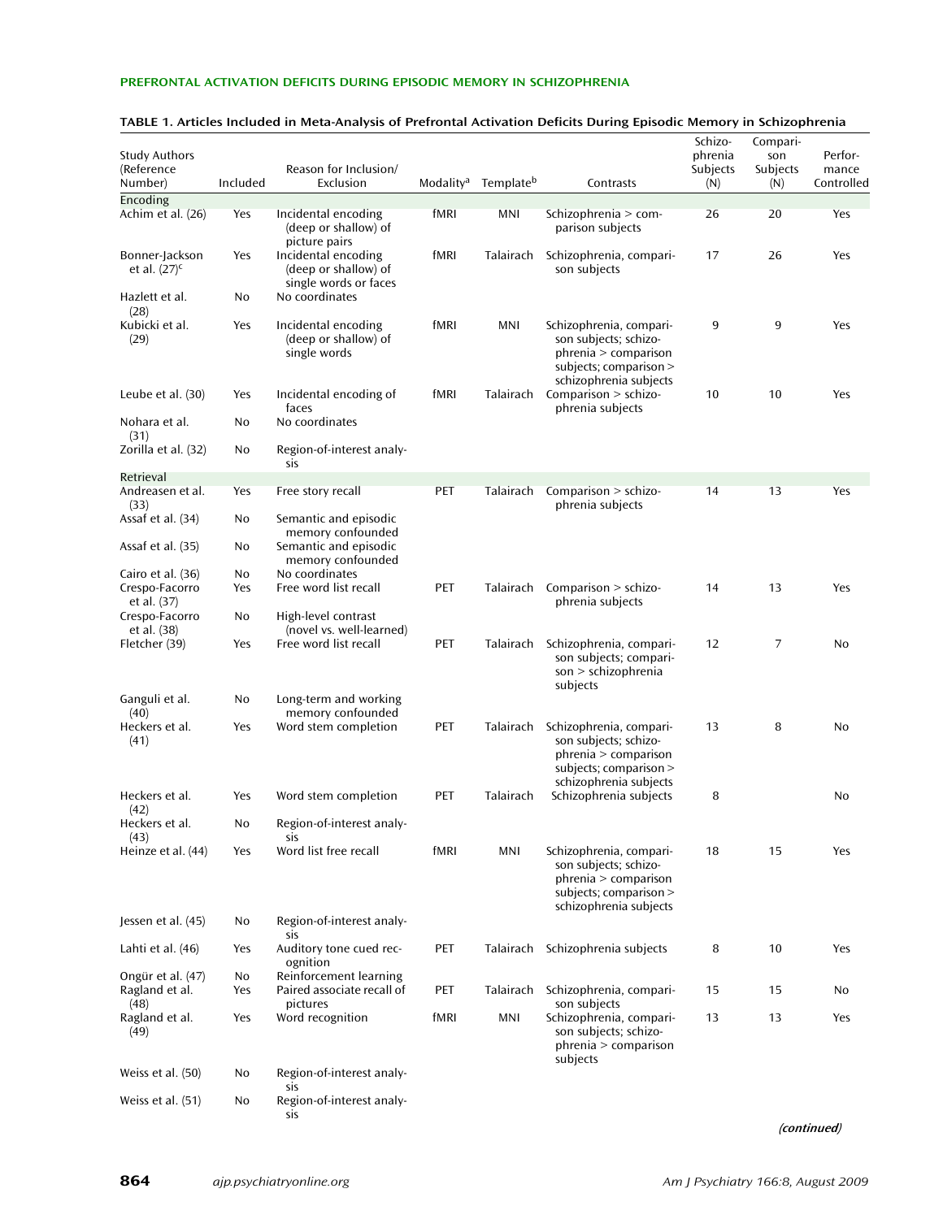**TABLE 1. Articles Included in Meta-Analysis of Prefrontal Activation Deficits During Episodic Memory in Schizophrenia**

| Study Authors (Reference Number) | Included | Reason for Inclusion/ Exclusion | Modality[a] | Template[b] | Contrasts | Schizophrenia Subjects (N) | Comparison Subjects (N) | Performance Controlled |
|---|---|---|---|---|---|---|---|---|
| Encoding | | | | | | | | |
| Achim et al. (26) | Yes | Incidental encoding (deep or shallow) of picture pairs | fMRI | MNI | Schizophrenia > comparison subjects | 26 | 20 | Yes |
| Bonner-Jackson et al. (27)[c] | Yes | Incidental encoding (deep or shallow) of single words or faces | fMRI | Talairach | Schizophrenia, comparison subjects | 17 | 26 | Yes |
| Hazlett et al. (28) | No | No coordinates | | | | | | |
| Kubicki et al. (29) | Yes | Incidental encoding (deep or shallow) of single words | fMRI | MNI | Schizophrenia, comparison subjects; schizophrenia > comparison subjects; comparison > schizophrenia subjects | 9 | 9 | Yes |
| Leube et al. (30) | Yes | Incidental encoding of faces | fMRI | Talairach | Comparison > schizophrenia subjects | 10 | 10 | Yes |
| Nohara et al. (31) | No | No coordinates | | | | | | |
| Zorilla et al. (32) | No | Region-of-interest analysis | | | | | | |
| Retrieval | | | | | | | | |
| Andreasen et al. (33) | Yes | Free story recall | PET | Talairach | Comparison > schizophrenia subjects | 14 | 13 | Yes |
| Assaf et al. (34) | No | Semantic and episodic memory confounded | | | | | | |
| Assaf et al. (35) | No | Semantic and episodic memory confounded | | | | | | |
| Cairo et al. (36) | No | No coordinates | | | | | | |
| Crespo-Facorro et al. (37) | Yes | Free word list recall | PET | Talairach | Comparison > schizophrenia subjects | 14 | 13 | Yes |
| Crespo-Facorro et al. (38) | No | High-level contrast (novel vs. well-learned) | | | | | | |
| Fletcher (39) | Yes | Free word list recall | PET | Talairach | Schizophrenia, comparison subjects; comparison > schizophrenia subjects | 12 | 7 | No |
| Ganguli et al. (40) | No | Long-term and working memory confounded | | | | | | |
| Heckers et al. (41) | Yes | Word stem completion | PET | Talairach | Schizophrenia, comparison subjects; schizophrenia > comparison subjects; comparison > schizophrenia subjects | 13 | 8 | No |
| Heckers et al. (42) | Yes | Word stem completion | PET | Talairach | Schizophrenia subjects | 8 | | No |
| Heckers et al. (43) | No | Region-of-interest analysis | | | | | | |
| Heinze et al. (44) | Yes | Word list free recall | fMRI | MNI | Schizophrenia, comparison subjects; schizophrenia > comparison subjects; comparison > schizophrenia subjects | 18 | 15 | Yes |
| Jessen et al. (45) | No | Region-of-interest analysis | | | | | | |
| Lahti et al. (46) | Yes | Auditory tone cued recognition | PET | Talairach | Schizophrenia subjects | 8 | 10 | Yes |
| Ongür et al. (47) | No | Reinforcement learning | | | | | | |
| Ragland et al. (48) | Yes | Paired associate recall of pictures | PET | Talairach | Schizophrenia, comparison subjects | 15 | 15 | No |
| Ragland et al. (49) | Yes | Word recognition | fMRI | MNI | Schizophrenia, comparison subjects; schizophrenia > comparison subjects | 13 | 13 | Yes |
| Weiss et al. (50) | No | Region-of-interest analysis | | | | | | |
| Weiss et al. (51) | No | Region-of-interest analysis | | | | | | |

*(continued)*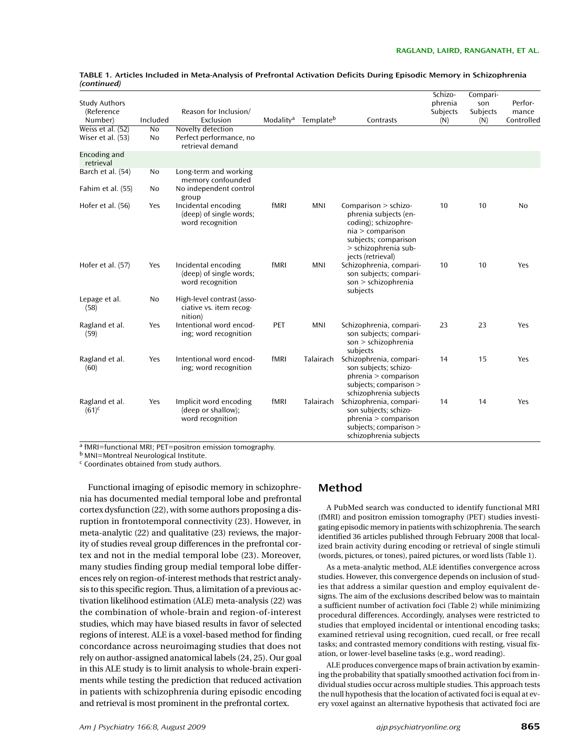**TABLE 1. Articles Included in Meta-Analysis of Prefrontal Activation Deficits During Episodic Memory in Schizophrenia *(continued)***

| Study Authors (Reference Number) | Included | Reason for Inclusion/ Exclusion | Modality[a] | Template[b] | Contrasts | Schizophrenia Subjects (N) | Comparison Subjects (N) | Performance Controlled |
|---|---|---|---|---|---|---|---|---|
| Weiss et al. (52) | No | Novelty detection | | | | | | |
| Wiser et al. (53) | No | Perfect performance, no retrieval demand | | | | | | |
| **Encoding and retrieval** | | | | | | | | |
| Barch et al. (54) | No | Long-term and working memory confounded | | | | | | |
| Fahim et al. (55) | No | No independent control group | | | | | | |
| Hofer et al. (56) | Yes | Incidental encoding (deep) of single words; word recognition | fMRI | MNI | Comparison > schizophrenia subjects (encoding); schizophrenia > comparison subjects; comparison > schizophrenia subjects (retrieval) | 10 | 10 | No |
| Hofer et al. (57) | Yes | Incidental encoding (deep) of single words; word recognition | fMRI | MNI | Schizophrenia, comparison subjects; comparison > schizophrenia subjects | 10 | 10 | Yes |
| Lepage et al. (58) | No | High-level contrast (associative vs. item recognition) | | | | | | |
| Ragland et al. (59) | Yes | Intentional word encoding; word recognition | PET | MNI | Schizophrenia, comparison subjects; comparison > schizophrenia subjects | 23 | 23 | Yes |
| Ragland et al. (60) | Yes | Intentional word encoding; word recognition | fMRI | Talairach | Schizophrenia, comparison subjects; schizophrenia > comparison subjects; comparison > schizophrenia subjects | 14 | 15 | Yes |
| Ragland et al. (61)[c] | Yes | Implicit word encoding (deep or shallow); word recognition | fMRI | Talairach | Schizophrenia, comparison subjects; schizophrenia > comparison subjects; comparison > schizophrenia subjects | 14 | 14 | Yes |

[a] fMRI=functional MRI; PET=positron emission tomography.
[b] MNI=Montreal Neurological Institute.
[c] Coordinates obtained from study authors.

Functional imaging of episodic memory in schizophrenia has documented medial temporal lobe and prefrontal cortex dysfunction (22), with some authors proposing a disruption in frontotemporal connectivity (23). However, in meta-analytic (22) and qualitative (23) reviews, the majority of studies reveal group differences in the prefrontal cortex and not in the medial temporal lobe (23). Moreover, many studies finding group medial temporal lobe differences rely on region-of-interest methods that restrict analysis to this specific region. Thus, a limitation of a previous activation likelihood estimation (ALE) meta-analysis (22) was the combination of whole-brain and region-of-interest studies, which may have biased results in favor of selected regions of interest. ALE is a voxel-based method for finding concordance across neuroimaging studies that does not rely on author-assigned anatomical labels (24, 25). Our goal in this ALE study is to limit analysis to whole-brain experiments while testing the prediction that reduced activation in patients with schizophrenia during episodic encoding and retrieval is most prominent in the prefrontal cortex.

## Method

A PubMed search was conducted to identify functional MRI (fMRI) and positron emission tomography (PET) studies investigating episodic memory in patients with schizophrenia. The search identified 36 articles published through February 2008 that localized brain activity during encoding or retrieval of single stimuli (words, pictures, or tones), paired pictures, or word lists (Table 1).

As a meta-analytic method, ALE identifies convergence across studies. However, this convergence depends on inclusion of studies that address a similar question and employ equivalent designs. The aim of the exclusions described below was to maintain a sufficient number of activation foci (Table 2) while minimizing procedural differences. Accordingly, analyses were restricted to studies that employed incidental or intentional encoding tasks; examined retrieval using recognition, cued recall, or free recall tasks; and contrasted memory conditions with resting, visual fixation, or lower-level baseline tasks (e.g., word reading).

ALE produces convergence maps of brain activation by examining the probability that spatially smoothed activation foci from individual studies occur across multiple studies. This approach tests the null hypothesis that the location of activated foci is equal at every voxel against an alternative hypothesis that activated foci are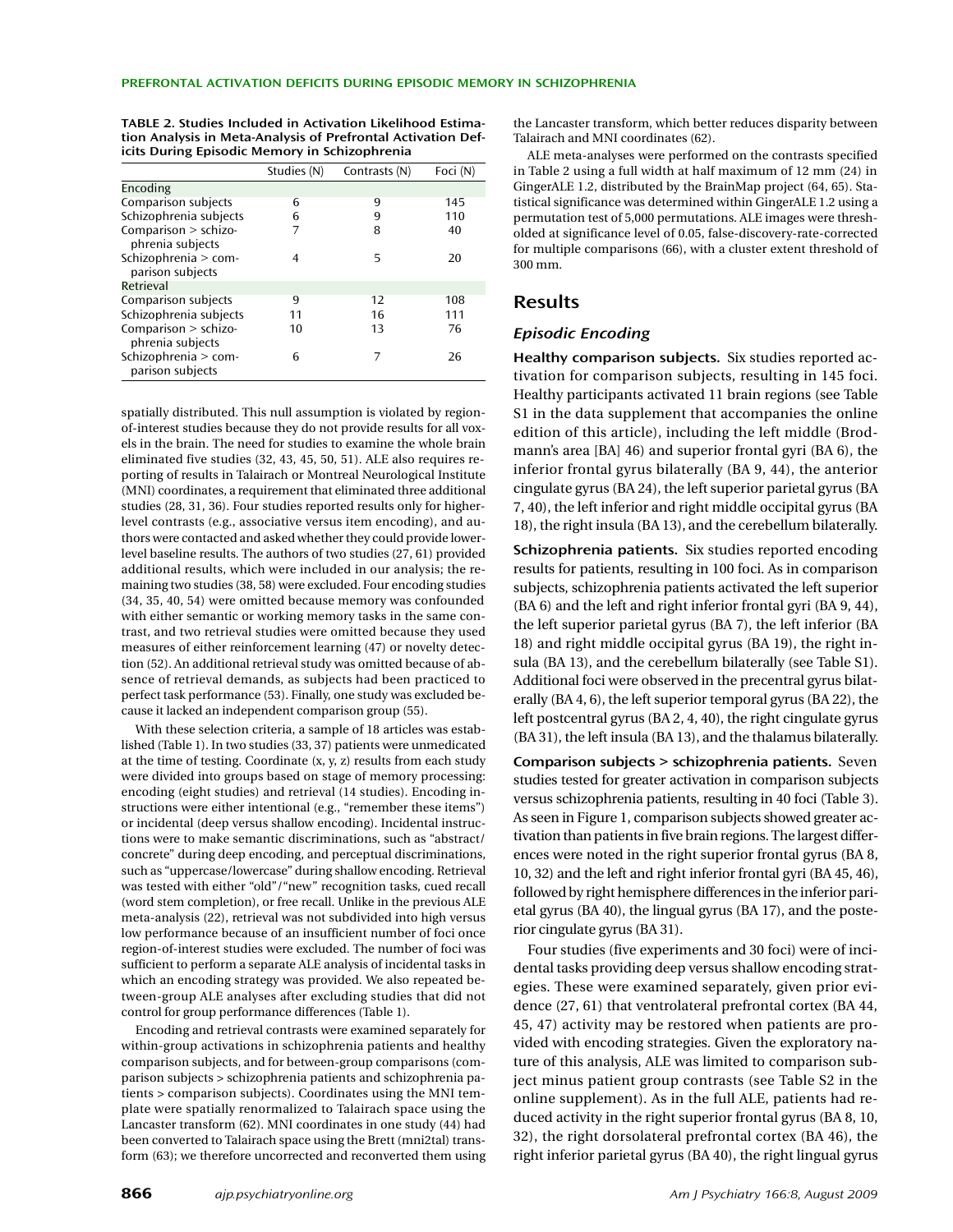TABLE 2. Studies Included in Activation Likelihood Estimation Analysis in Meta-Analysis of Prefrontal Activation Deficits During Episodic Memory in Schizophrenia

| | Studies (N) | Contrasts (N) | Foci (N) |
|---|---|---|---|
| Encoding | | | |
| Comparison subjects | 6 | 9 | 145 |
| Schizophrenia subjects | 6 | 9 | 110 |
| Comparison > schizophrenia subjects | 7 | 8 | 40 |
| Schizophrenia > comparison subjects | 4 | 5 | 20 |
| Retrieval | | | |
| Comparison subjects | 9 | 12 | 108 |
| Schizophrenia subjects | 11 | 16 | 111 |
| Comparison > schizophrenia subjects | 10 | 13 | 76 |
| Schizophrenia > comparison subjects | 6 | 7 | 26 |

spatially distributed. This null assumption is violated by region-of-interest studies because they do not provide results for all voxels in the brain. The need for studies to examine the whole brain eliminated five studies (32, 43, 45, 50, 51). ALE also requires reporting of results in Talairach or Montreal Neurological Institute (MNI) coordinates, a requirement that eliminated three additional studies (28, 31, 36). Four studies reported results only for higher-level contrasts (e.g., associative versus item encoding), and authors were contacted and asked whether they could provide lower-level baseline results. The authors of two studies (27, 61) provided additional results, which were included in our analysis; the remaining two studies (38, 58) were excluded. Four encoding studies (34, 35, 40, 54) were omitted because memory was confounded with either semantic or working memory tasks in the same contrast, and two retrieval studies were omitted because they used measures of either reinforcement learning (47) or novelty detection (52). An additional retrieval study was omitted because of absence of retrieval demands, as subjects had been practiced to perfect task performance (53). Finally, one study was excluded because it lacked an independent comparison group (55).

With these selection criteria, a sample of 18 articles was established (Table 1). In two studies (33, 37) patients were unmedicated at the time of testing. Coordinate (x, y, z) results from each study were divided into groups based on stage of memory processing: encoding (eight studies) and retrieval (14 studies). Encoding instructions were either intentional (e.g., "remember these items") or incidental (deep versus shallow encoding). Incidental instructions were to make semantic discriminations, such as "abstract/concrete" during deep encoding, and perceptual discriminations, such as "uppercase/lowercase" during shallow encoding. Retrieval was tested with either "old"/"new" recognition tasks, cued recall (word stem completion), or free recall. Unlike in the previous ALE meta-analysis (22), retrieval was not subdivided into high versus low performance because of an insufficient number of foci once region-of-interest studies were excluded. The number of foci was sufficient to perform a separate ALE analysis of incidental tasks in which an encoding strategy was provided. We also repeated between-group ALE analyses after excluding studies that did not control for group performance differences (Table 1).

Encoding and retrieval contrasts were examined separately for within-group activations in schizophrenia patients and healthy comparison subjects, and for between-group comparisons (comparison subjects > schizophrenia patients and schizophrenia patients > comparison subjects). Coordinates using the MNI template were spatially renormalized to Talairach space using the Lancaster transform (62). MNI coordinates in one study (44) had been converted to Talairach space using the Brett (mni2tal) transform (63); we therefore uncorrected and reconverted them using the Lancaster transform, which better reduces disparity between Talairach and MNI coordinates (62).

ALE meta-analyses were performed on the contrasts specified in Table 2 using a full width at half maximum of 12 mm (24) in GingerALE 1.2, distributed by the BrainMap project (64, 65). Statistical significance was determined within GingerALE 1.2 using a permutation test of 5,000 permutations. ALE images were thresholded at significance level of 0.05, false-discovery-rate-corrected for multiple comparisons (66), with a cluster extent threshold of 300 mm.

## Results

### *Episodic Encoding*

**Healthy comparison subjects.** Six studies reported activation for comparison subjects, resulting in 145 foci. Healthy participants activated 11 brain regions (see Table S1 in the data supplement that accompanies the online edition of this article), including the left middle (Brodmann's area [BA] 46) and superior frontal gyri (BA 6), the inferior frontal gyrus bilaterally (BA 9, 44), the anterior cingulate gyrus (BA 24), the left superior parietal gyrus (BA 7, 40), the left inferior and right middle occipital gyrus (BA 18), the right insula (BA 13), and the cerebellum bilaterally.

**Schizophrenia patients.** Six studies reported encoding results for patients, resulting in 100 foci. As in comparison subjects, schizophrenia patients activated the left superior (BA 6) and the left and right inferior frontal gyri (BA 9, 44), the left superior parietal gyrus (BA 7), the left inferior (BA 18) and right middle occipital gyrus (BA 19), the right insula (BA 13), and the cerebellum bilaterally (see Table S1). Additional foci were observed in the precentral gyrus bilaterally (BA 4, 6), the left superior temporal gyrus (BA 22), the left postcentral gyrus (BA 2, 4, 40), the right cingulate gyrus (BA 31), the left insula (BA 13), and the thalamus bilaterally.

**Comparison subjects > schizophrenia patients.** Seven studies tested for greater activation in comparison subjects versus schizophrenia patients, resulting in 40 foci (Table 3). As seen in Figure 1, comparison subjects showed greater activation than patients in five brain regions. The largest differences were noted in the right superior frontal gyrus (BA 8, 10, 32) and the left and right inferior frontal gyri (BA 45, 46), followed by right hemisphere differences in the inferior parietal gyrus (BA 40), the lingual gyrus (BA 17), and the posterior cingulate gyrus (BA 31).

Four studies (five experiments and 30 foci) were of incidental tasks providing deep versus shallow encoding strategies. These were examined separately, given prior evidence (27, 61) that ventrolateral prefrontal cortex (BA 44, 45, 47) activity may be restored when patients are provided with encoding strategies. Given the exploratory nature of this analysis, ALE was limited to comparison subject minus patient group contrasts (see Table S2 in the online supplement). As in the full ALE, patients had reduced activity in the right superior frontal gyrus (BA 8, 10, 32), the right dorsolateral prefrontal cortex (BA 46), the right inferior parietal gyrus (BA 40), the right lingual gyrus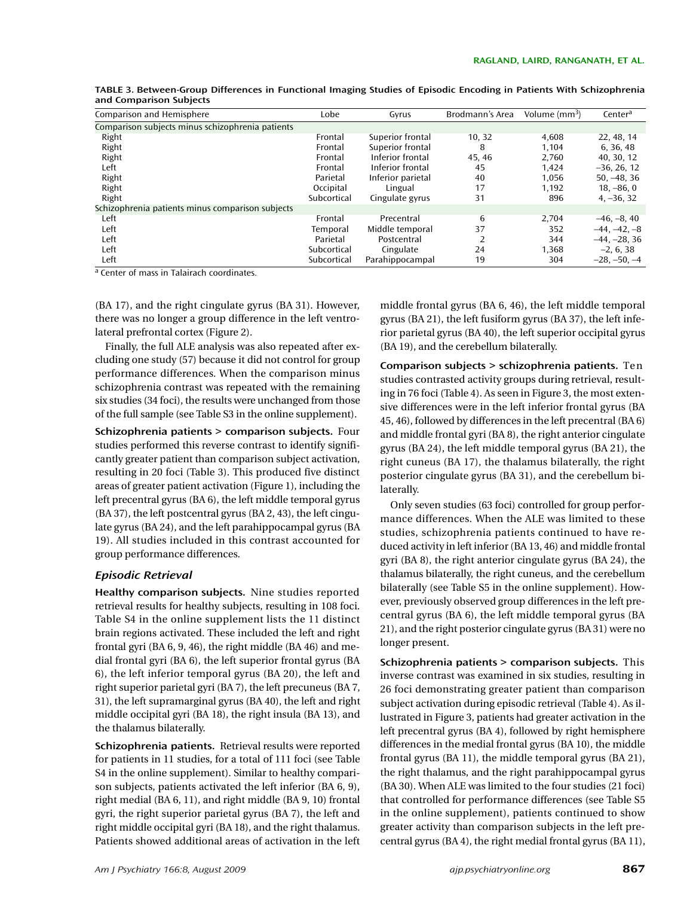**TABLE 3. Between-Group Differences in Functional Imaging Studies of Episodic Encoding in Patients With Schizophrenia and Comparison Subjects**

| Comparison and Hemisphere | Lobe | Gyrus | Brodmann's Area | Volume (mm$^3$) | Center[a] |
|---|---|---|---|---|---|
| Comparison subjects minus schizophrenia patients | | | | | |
| Right | Frontal | Superior frontal | 10, 32 | 4,608 | 22, 48, 14 |
| Right | Frontal | Superior frontal | 8 | 1,104 | 6, 36, 48 |
| Right | Frontal | Inferior frontal | 45, 46 | 2,760 | 40, 30, 12 |
| Left | Frontal | Inferior frontal | 45 | 1,424 | –36, 26, 12 |
| Right | Parietal | Inferior parietal | 40 | 1,056 | 50, –48, 36 |
| Right | Occipital | Lingual | 17 | 1,192 | 18, –86, 0 |
| Right | Subcortical | Cingulate gyrus | 31 | 896 | 4, –36, 32 |
| Schizophrenia patients minus comparison subjects | | | | | |
| Left | Frontal | Precentral | 6 | 2,704 | –46, –8, 40 |
| Left | Temporal | Middle temporal | 37 | 352 | –44, –42, –8 |
| Left | Parietal | Postcentral | 2 | 344 | –44, –28, 36 |
| Left | Subcortical | Cingulate | 24 | 1,368 | –2, 6, 38 |
| Left | Subcortical | Parahippocampal | 19 | 304 | –28, –50, –4 |

[a] Center of mass in Talairach coordinates.

(BA 17), and the right cingulate gyrus (BA 31). However, there was no longer a group difference in the left ventrolateral prefrontal cortex (Figure 2).

Finally, the full ALE analysis was also repeated after excluding one study (57) because it did not control for group performance differences. When the comparison minus schizophrenia contrast was repeated with the remaining six studies (34 foci), the results were unchanged from those of the full sample (see Table S3 in the online supplement).

**Schizophrenia patients > comparison subjects.** Four studies performed this reverse contrast to identify significantly greater patient than comparison subject activation, resulting in 20 foci (Table 3). This produced five distinct areas of greater patient activation (Figure 1), including the left precentral gyrus (BA 6), the left middle temporal gyrus (BA 37), the left postcentral gyrus (BA 2, 43), the left cingulate gyrus (BA 24), and the left parahippocampal gyrus (BA 19). All studies included in this contrast accounted for group performance differences.

### *Episodic Retrieval*

**Healthy comparison subjects.** Nine studies reported retrieval results for healthy subjects, resulting in 108 foci. Table S4 in the online supplement lists the 11 distinct brain regions activated. These included the left and right frontal gyri (BA 6, 9, 46), the right middle (BA 46) and medial frontal gyri (BA 6), the left superior frontal gyrus (BA 6), the left inferior temporal gyrus (BA 20), the left and right superior parietal gyri (BA 7), the left precuneus (BA 7, 31), the left supramarginal gyrus (BA 40), the left and right middle occipital gyri (BA 18), the right insula (BA 13), and the thalamus bilaterally.

**Schizophrenia patients.** Retrieval results were reported for patients in 11 studies, for a total of 111 foci (see Table S4 in the online supplement). Similar to healthy comparison subjects, patients activated the left inferior (BA 6, 9), right medial (BA 6, 11), and right middle (BA 9, 10) frontal gyri, the right superior parietal gyrus (BA 7), the left and right middle occipital gyri (BA 18), and the right thalamus. Patients showed additional areas of activation in the left middle frontal gyrus (BA 6, 46), the left middle temporal gyrus (BA 21), the left fusiform gyrus (BA 37), the left inferior parietal gyrus (BA 40), the left superior occipital gyrus (BA 19), and the cerebellum bilaterally.

**Comparison subjects > schizophrenia patients.** Ten studies contrasted activity groups during retrieval, resulting in 76 foci (Table 4). As seen in Figure 3, the most extensive differences were in the left inferior frontal gyrus (BA 45, 46), followed by differences in the left precentral (BA 6) and middle frontal gyri (BA 8), the right anterior cingulate gyrus (BA 24), the left middle temporal gyrus (BA 21), the right cuneus (BA 17), the thalamus bilaterally, the right posterior cingulate gyrus (BA 31), and the cerebellum bilaterally.

Only seven studies (63 foci) controlled for group performance differences. When the ALE was limited to these studies, schizophrenia patients continued to have reduced activity in left inferior (BA 13, 46) and middle frontal gyri (BA 8), the right anterior cingulate gyrus (BA 24), the thalamus bilaterally, the right cuneus, and the cerebellum bilaterally (see Table S5 in the online supplement). However, previously observed group differences in the left precentral gyrus (BA 6), the left middle temporal gyrus (BA 21), and the right posterior cingulate gyrus (BA 31) were no longer present.

**Schizophrenia patients > comparison subjects.** This inverse contrast was examined in six studies, resulting in 26 foci demonstrating greater patient than comparison subject activation during episodic retrieval (Table 4). As illustrated in Figure 3, patients had greater activation in the left precentral gyrus (BA 4), followed by right hemisphere differences in the medial frontal gyrus (BA 10), the middle frontal gyrus (BA 11), the middle temporal gyrus (BA 21), the right thalamus, and the right parahippocampal gyrus (BA 30). When ALE was limited to the four studies (21 foci) that controlled for performance differences (see Table S5 in the online supplement), patients continued to show greater activity than comparison subjects in the left precentral gyrus (BA 4), the right medial frontal gyrus (BA 11),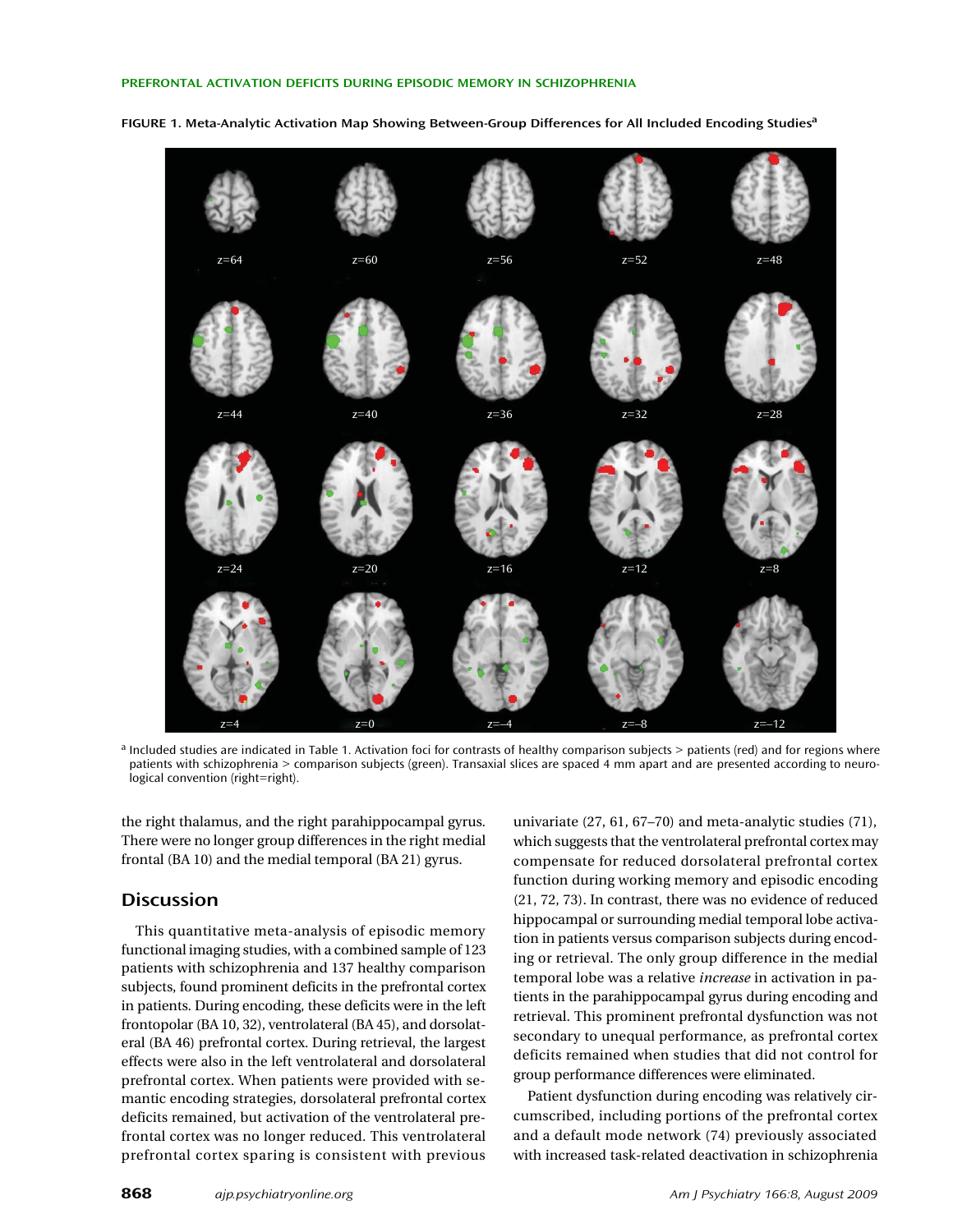FIGURE 1. Meta-Analytic Activation Map Showing Between-Group Differences for All Included Encoding Studies[a]

[a] Included studies are indicated in Table 1. Activation foci for contrasts of healthy comparison subjects > patients (red) and for regions where patients with schizophrenia > comparison subjects (green). Transaxial slices are spaced 4 mm apart and are presented according to neurological convention (right=right).

the right thalamus, and the right parahippocampal gyrus. There were no longer group differences in the right medial frontal (BA 10) and the medial temporal (BA 21) gyrus.

## Discussion

This quantitative meta-analysis of episodic memory functional imaging studies, with a combined sample of 123 patients with schizophrenia and 137 healthy comparison subjects, found prominent deficits in the prefrontal cortex in patients. During encoding, these deficits were in the left frontopolar (BA 10, 32), ventrolateral (BA 45), and dorsolateral (BA 46) prefrontal cortex. During retrieval, the largest effects were also in the left ventrolateral and dorsolateral prefrontal cortex. When patients were provided with semantic encoding strategies, dorsolateral prefrontal cortex deficits remained, but activation of the ventrolateral prefrontal cortex was no longer reduced. This ventrolateral prefrontal cortex sparing is consistent with previous univariate (27, 61, 67–70) and meta-analytic studies (71), which suggests that the ventrolateral prefrontal cortex may compensate for reduced dorsolateral prefrontal cortex function during working memory and episodic encoding (21, 72, 73). In contrast, there was no evidence of reduced hippocampal or surrounding medial temporal lobe activation in patients versus comparison subjects during encoding or retrieval. The only group difference in the medial temporal lobe was a relative *increase* in activation in patients in the parahippocampal gyrus during encoding and retrieval. This prominent prefrontal dysfunction was not secondary to unequal performance, as prefrontal cortex deficits remained when studies that did not control for group performance differences were eliminated.

Patient dysfunction during encoding was relatively circumscribed, including portions of the prefrontal cortex and a default mode network (74) previously associated with increased task-related deactivation in schizophrenia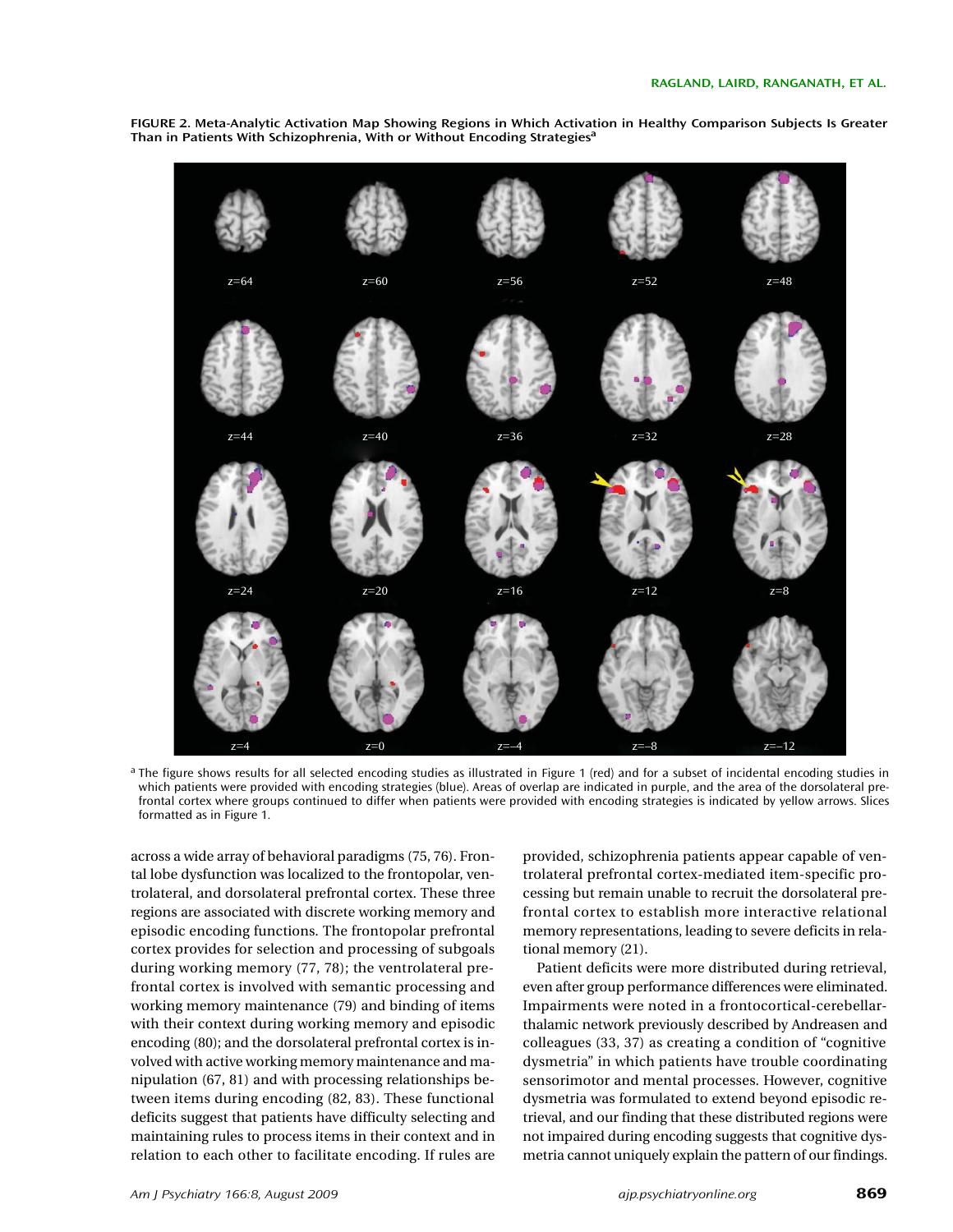FIGURE 2. Meta-Analytic Activation Map Showing Regions in Which Activation in Healthy Comparison Subjects Is Greater Than in Patients With Schizophrenia, With or Without Encoding Strategies[a]

[a] The figure shows results for all selected encoding studies as illustrated in Figure 1 (red) and for a subset of incidental encoding studies in which patients were provided with encoding strategies (blue). Areas of overlap are indicated in purple, and the area of the dorsolateral prefrontal cortex where groups continued to differ when patients were provided with encoding strategies is indicated by yellow arrows. Slices formatted as in Figure 1.

across a wide array of behavioral paradigms (75, 76). Frontal lobe dysfunction was localized to the frontopolar, ventrolateral, and dorsolateral prefrontal cortex. These three regions are associated with discrete working memory and episodic encoding functions. The frontopolar prefrontal cortex provides for selection and processing of subgoals during working memory (77, 78); the ventrolateral prefrontal cortex is involved with semantic processing and working memory maintenance (79) and binding of items with their context during working memory and episodic encoding (80); and the dorsolateral prefrontal cortex is involved with active working memory maintenance and manipulation (67, 81) and with processing relationships between items during encoding (82, 83). These functional deficits suggest that patients have difficulty selecting and maintaining rules to process items in their context and in relation to each other to facilitate encoding. If rules are provided, schizophrenia patients appear capable of ventrolateral prefrontal cortex-mediated item-specific processing but remain unable to recruit the dorsolateral prefrontal cortex to establish more interactive relational memory representations, leading to severe deficits in relational memory (21).

Patient deficits were more distributed during retrieval, even after group performance differences were eliminated. Impairments were noted in a frontocortical-cerebellar-thalamic network previously described by Andreasen and colleagues (33, 37) as creating a condition of "cognitive dysmetria" in which patients have trouble coordinating sensorimotor and mental processes. However, cognitive dysmetria was formulated to extend beyond episodic retrieval, and our finding that these distributed regions were not impaired during encoding suggests that cognitive dysmetria cannot uniquely explain the pattern of our findings.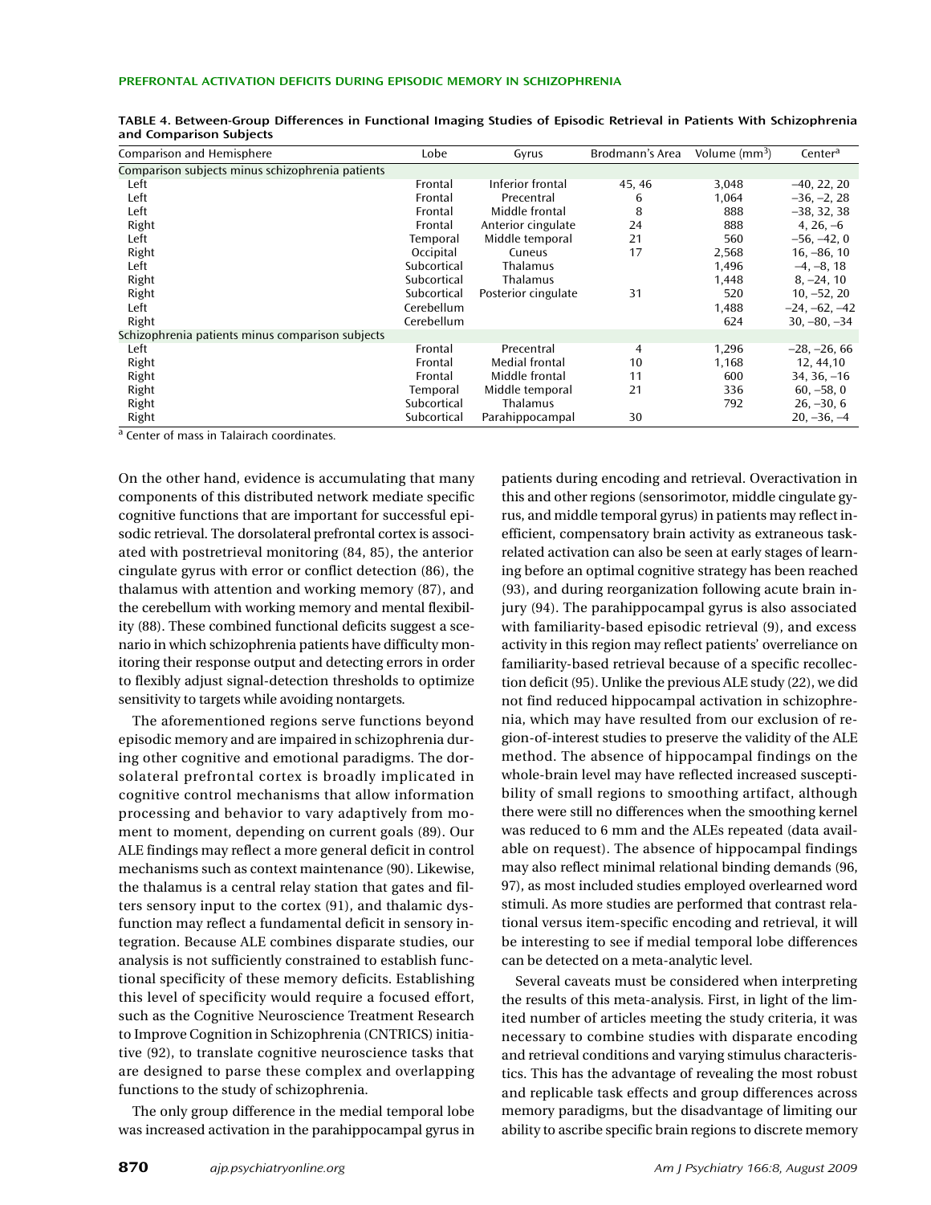**TABLE 4. Between-Group Differences in Functional Imaging Studies of Episodic Retrieval in Patients With Schizophrenia and Comparison Subjects**

| Comparison and Hemisphere | Lobe | Gyrus | Brodmann's Area | Volume (mm$^3$) | Center[a] |
|---|---|---|---|---|---|
| Comparison subjects minus schizophrenia patients | | | | | |
| Left | Frontal | Inferior frontal | 45, 46 | 3,048 | –40, 22, 20 |
| Left | Frontal | Precentral | 6 | 1,064 | –36, –2, 28 |
| Left | Frontal | Middle frontal | 8 | 888 | –38, 32, 38 |
| Right | Frontal | Anterior cingulate | 24 | 888 | 4, 26, –6 |
| Left | Temporal | Middle temporal | 21 | 560 | –56, –42, 0 |
| Right | Occipital | Cuneus | 17 | 2,568 | 16, –86, 10 |
| Left | Subcortical | Thalamus | | 1,496 | –4, –8, 18 |
| Right | Subcortical | Thalamus | | 1,448 | 8, –24, 10 |
| Right | Subcortical | Posterior cingulate | 31 | 520 | 10, –52, 20 |
| Left | Cerebellum | | | 1,488 | –24, –62, –42 |
| Right | Cerebellum | | | 624 | 30, –80, –34 |
| Schizophrenia patients minus comparison subjects | | | | | |
| Left | Frontal | Precentral | 4 | 1,296 | –28, –26, 66 |
| Right | Frontal | Medial frontal | 10 | 1,168 | 12, 44,10 |
| Right | Frontal | Middle frontal | 11 | 600 | 34, 36, –16 |
| Right | Temporal | Middle temporal | 21 | 336 | 60, –58, 0 |
| Right | Subcortical | Thalamus | | 792 | 26, –30, 6 |
| Right | Subcortical | Parahippocampal | 30 | | 20, –36, –4 |

[a] Center of mass in Talairach coordinates.

On the other hand, evidence is accumulating that many components of this distributed network mediate specific cognitive functions that are important for successful episodic retrieval. The dorsolateral prefrontal cortex is associated with postretrieval monitoring (84, 85), the anterior cingulate gyrus with error or conflict detection (86), the thalamus with attention and working memory (87), and the cerebellum with working memory and mental flexibility (88). These combined functional deficits suggest a scenario in which schizophrenia patients have difficulty monitoring their response output and detecting errors in order to flexibly adjust signal-detection thresholds to optimize sensitivity to targets while avoiding nontargets.

The aforementioned regions serve functions beyond episodic memory and are impaired in schizophrenia during other cognitive and emotional paradigms. The dorsolateral prefrontal cortex is broadly implicated in cognitive control mechanisms that allow information processing and behavior to vary adaptively from moment to moment, depending on current goals (89). Our ALE findings may reflect a more general deficit in control mechanisms such as context maintenance (90). Likewise, the thalamus is a central relay station that gates and filters sensory input to the cortex (91), and thalamic dysfunction may reflect a fundamental deficit in sensory integration. Because ALE combines disparate studies, our analysis is not sufficiently constrained to establish functional specificity of these memory deficits. Establishing this level of specificity would require a focused effort, such as the Cognitive Neuroscience Treatment Research to Improve Cognition in Schizophrenia (CNTRICS) initiative (92), to translate cognitive neuroscience tasks that are designed to parse these complex and overlapping functions to the study of schizophrenia.

The only group difference in the medial temporal lobe was increased activation in the parahippocampal gyrus in patients during encoding and retrieval. Overactivation in this and other regions (sensorimotor, middle cingulate gyrus, and middle temporal gyrus) in patients may reflect inefficient, compensatory brain activity as extraneous task-related activation can also be seen at early stages of learning before an optimal cognitive strategy has been reached (93), and during reorganization following acute brain injury (94). The parahippocampal gyrus is also associated with familiarity-based episodic retrieval (9), and excess activity in this region may reflect patients' overreliance on familiarity-based retrieval because of a specific recollection deficit (95). Unlike the previous ALE study (22), we did not find reduced hippocampal activation in schizophrenia, which may have resulted from our exclusion of region-of-interest studies to preserve the validity of the ALE method. The absence of hippocampal findings on the whole-brain level may have reflected increased susceptibility of small regions to smoothing artifact, although there were still no differences when the smoothing kernel was reduced to 6 mm and the ALEs repeated (data available on request). The absence of hippocampal findings may also reflect minimal relational binding demands (96, 97), as most included studies employed overlearned word stimuli. As more studies are performed that contrast relational versus item-specific encoding and retrieval, it will be interesting to see if medial temporal lobe differences can be detected on a meta-analytic level.

Several caveats must be considered when interpreting the results of this meta-analysis. First, in light of the limited number of articles meeting the study criteria, it was necessary to combine studies with disparate encoding and retrieval conditions and varying stimulus characteristics. This has the advantage of revealing the most robust and replicable task effects and group differences across memory paradigms, but the disadvantage of limiting our ability to ascribe specific brain regions to discrete memory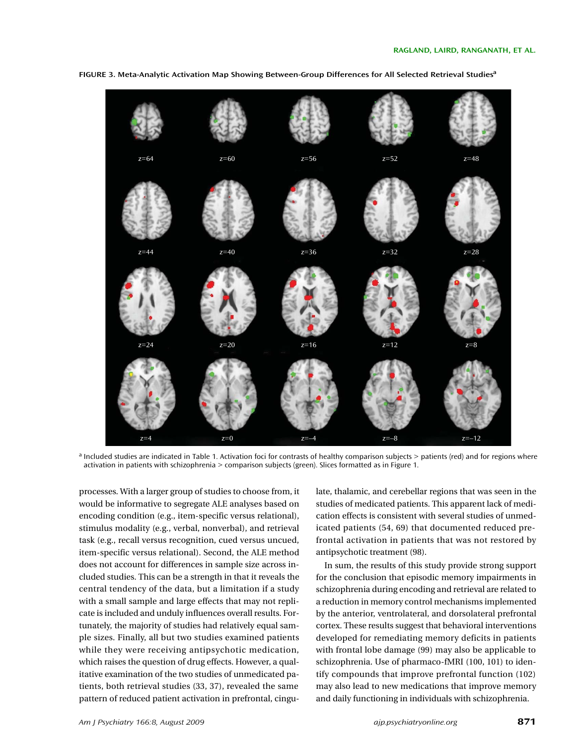FIGURE 3. Meta-Analytic Activation Map Showing Between-Group Differences for All Selected Retrieval Studies[a]

z=64 z=60 z=56 z=52 z=48

z=44 z=40 z=36 z=32 z=28

z=24 z=20 z=16 z=12 z=8

z=4 z=0 z=−4 z=−8 z=−12

[a] Included studies are indicated in Table 1. Activation foci for contrasts of healthy comparison subjects > patients (red) and for regions where activation in patients with schizophrenia > comparison subjects (green). Slices formatted as in Figure 1.

processes. With a larger group of studies to choose from, it would be informative to segregate ALE analyses based on encoding condition (e.g., item-specific versus relational), stimulus modality (e.g., verbal, nonverbal), and retrieval task (e.g., recall versus recognition, cued versus uncued, item-specific versus relational). Second, the ALE method does not account for differences in sample size across included studies. This can be a strength in that it reveals the central tendency of the data, but a limitation if a study with a small sample and large effects that may not replicate is included and unduly influences overall results. Fortunately, the majority of studies had relatively equal sample sizes. Finally, all but two studies examined patients while they were receiving antipsychotic medication, which raises the question of drug effects. However, a qualitative examination of the two studies of unmedicated patients, both retrieval studies (33, 37), revealed the same pattern of reduced patient activation in prefrontal, cingulate, thalamic, and cerebellar regions that was seen in the studies of medicated patients. This apparent lack of medication effects is consistent with several studies of unmedicated patients (54, 69) that documented reduced prefrontal activation in patients that was not restored by antipsychotic treatment (98).

In sum, the results of this study provide strong support for the conclusion that episodic memory impairments in schizophrenia during encoding and retrieval are related to a reduction in memory control mechanisms implemented by the anterior, ventrolateral, and dorsolateral prefrontal cortex. These results suggest that behavioral interventions developed for remediating memory deficits in patients with frontal lobe damage (99) may also be applicable to schizophrenia. Use of pharmaco-fMRI (100, 101) to identify compounds that improve prefrontal function (102) may also lead to new medications that improve memory and daily functioning in individuals with schizophrenia.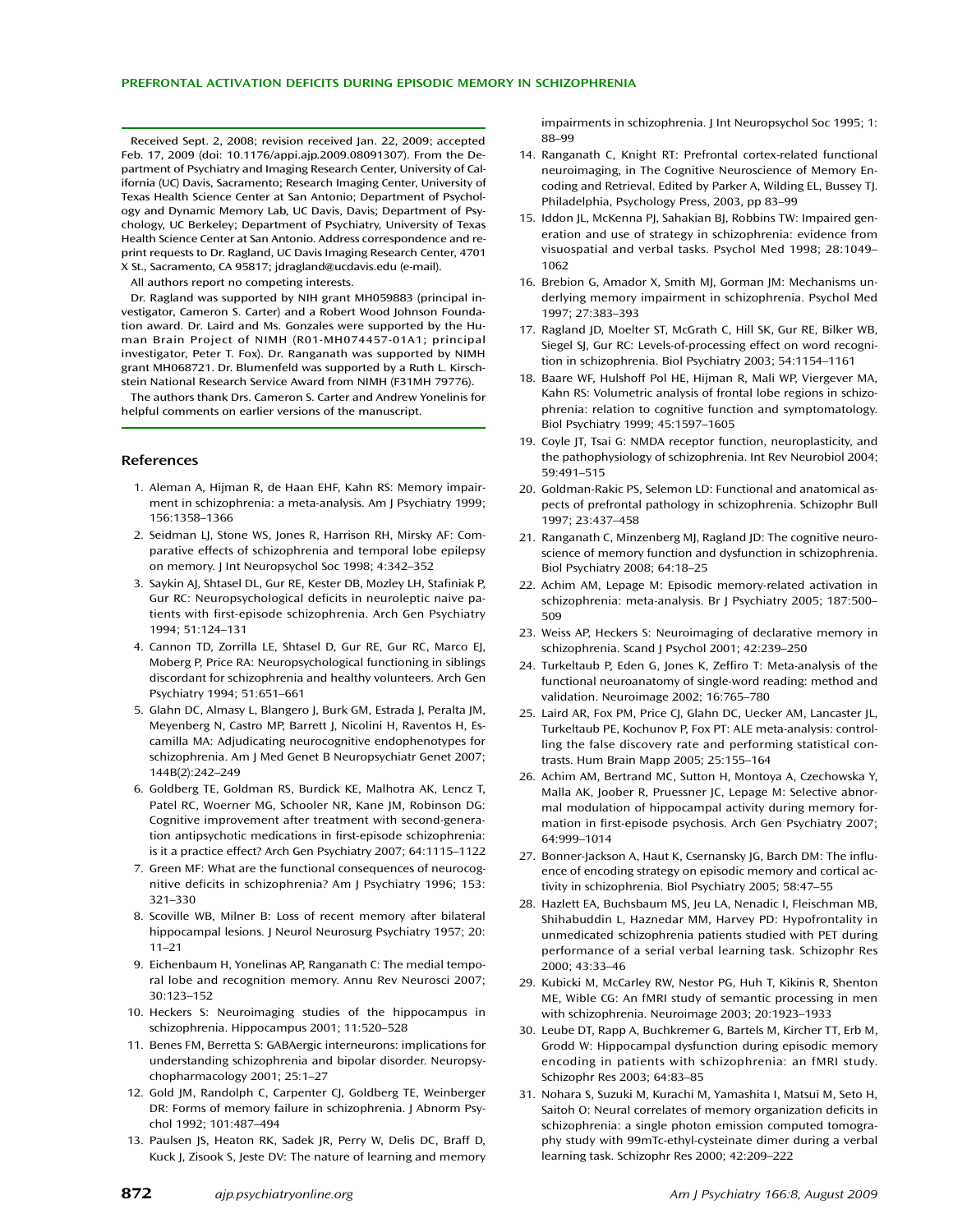Received Sept. 2, 2008; revision received Jan. 22, 2009; accepted Feb. 17, 2009 (doi: 10.1176/appi.ajp.2009.08091307). From the Department of Psychiatry and Imaging Research Center, University of California (UC) Davis, Sacramento; Research Imaging Center, University of Texas Health Science Center at San Antonio; Department of Psychology and Dynamic Memory Lab, UC Davis, Davis; Department of Psychology, UC Berkeley; Department of Psychiatry, University of Texas Health Science Center at San Antonio. Address correspondence and reprint requests to Dr. Ragland, UC Davis Imaging Research Center, 4701 X St., Sacramento, CA 95817; jdragland@ucdavis.edu (e-mail).

All authors report no competing interests.

Dr. Ragland was supported by NIH grant MH059883 (principal investigator, Cameron S. Carter) and a Robert Wood Johnson Foundation award. Dr. Laird and Ms. Gonzales were supported by the Human Brain Project of NIMH (R01-MH074457-01A1; principal investigator, Peter T. Fox). Dr. Ranganath was supported by NIMH grant MH068721. Dr. Blumenfeld was supported by a Ruth L. Kirschstein National Research Service Award from NIMH (F31MH 79776).

The authors thank Drs. Cameron S. Carter and Andrew Yonelinis for helpful comments on earlier versions of the manuscript.

## References

1. Aleman A, Hijman R, de Haan EHF, Kahn RS: Memory impairment in schizophrenia: a meta-analysis. Am J Psychiatry 1999; 156:1358–1366
2. Seidman LJ, Stone WS, Jones R, Harrison RH, Mirsky AF: Comparative effects of schizophrenia and temporal lobe epilepsy on memory. J Int Neuropsychol Soc 1998; 4:342–352
3. Saykin AJ, Shtasel DL, Gur RE, Kester DB, Mozley LH, Stafiniak P, Gur RC: Neuropsychological deficits in neuroleptic naive patients with first-episode schizophrenia. Arch Gen Psychiatry 1994; 51:124–131
4. Cannon TD, Zorrilla LE, Shtasel D, Gur RE, Gur RC, Marco EJ, Moberg P, Price RA: Neuropsychological functioning in siblings discordant for schizophrenia and healthy volunteers. Arch Gen Psychiatry 1994; 51:651–661
5. Glahn DC, Almasy L, Blangero J, Burk GM, Estrada J, Peralta JM, Meyenberg N, Castro MP, Barrett J, Nicolini H, Raventos H, Escamilla MA: Adjudicating neurocognitive endophenotypes for schizophrenia. Am J Med Genet B Neuropsychiatr Genet 2007; 144B(2):242–249
6. Goldberg TE, Goldman RS, Burdick KE, Malhotra AK, Lencz T, Patel RC, Woerner MG, Schooler NR, Kane JM, Robinson DG: Cognitive improvement after treatment with second-generation antipsychotic medications in first-episode schizophrenia: is it a practice effect? Arch Gen Psychiatry 2007; 64:1115–1122
7. Green MF: What are the functional consequences of neurocognitive deficits in schizophrenia? Am J Psychiatry 1996; 153: 321–330
8. Scoville WB, Milner B: Loss of recent memory after bilateral hippocampal lesions. J Neurol Neurosurg Psychiatry 1957; 20: 11–21
9. Eichenbaum H, Yonelinas AP, Ranganath C: The medial temporal lobe and recognition memory. Annu Rev Neurosci 2007; 30:123–152
10. Heckers S: Neuroimaging studies of the hippocampus in schizophrenia. Hippocampus 2001; 11:520–528
11. Benes FM, Berretta S: GABAergic interneurons: implications for understanding schizophrenia and bipolar disorder. Neuropsychopharmacology 2001; 25:1–27
12. Gold JM, Randolph C, Carpenter CJ, Goldberg TE, Weinberger DR: Forms of memory failure in schizophrenia. J Abnorm Psychol 1992; 101:487–494
13. Paulsen JS, Heaton RK, Sadek JR, Perry W, Delis DC, Braff D, Kuck J, Zisook S, Jeste DV: The nature of learning and memory impairments in schizophrenia. J Int Neuropsychol Soc 1995; 1: 88–99
14. Ranganath C, Knight RT: Prefrontal cortex-related functional neuroimaging, in The Cognitive Neuroscience of Memory Encoding and Retrieval. Edited by Parker A, Wilding EL, Bussey TJ. Philadelphia, Psychology Press, 2003, pp 83–99
15. Iddon JL, McKenna PJ, Sahakian BJ, Robbins TW: Impaired generation and use of strategy in schizophrenia: evidence from visuospatial and verbal tasks. Psychol Med 1998; 28:1049–1062
16. Brebion G, Amador X, Smith MJ, Gorman JM: Mechanisms underlying memory impairment in schizophrenia. Psychol Med 1997; 27:383–393
17. Ragland JD, Moelter ST, McGrath C, Hill SK, Gur RE, Bilker WB, Siegel SJ, Gur RC: Levels-of-processing effect on word recognition in schizophrenia. Biol Psychiatry 2003; 54:1154–1161
18. Baare WF, Hulshoff Pol HE, Hijman R, Mali WP, Viergever MA, Kahn RS: Volumetric analysis of frontal lobe regions in schizophrenia: relation to cognitive function and symptomatology. Biol Psychiatry 1999; 45:1597–1605
19. Coyle JT, Tsai G: NMDA receptor function, neuroplasticity, and the pathophysiology of schizophrenia. Int Rev Neurobiol 2004; 59:491–515
20. Goldman-Rakic PS, Selemon LD: Functional and anatomical aspects of prefrontal pathology in schizophrenia. Schizophr Bull 1997; 23:437–458
21. Ranganath C, Minzenberg MJ, Ragland JD: The cognitive neuroscience of memory function and dysfunction in schizophrenia. Biol Psychiatry 2008; 64:18–25
22. Achim AM, Lepage M: Episodic memory-related activation in schizophrenia: meta-analysis. Br J Psychiatry 2005; 187:500–509
23. Weiss AP, Heckers S: Neuroimaging of declarative memory in schizophrenia. Scand J Psychol 2001; 42:239–250
24. Turkeltaub P, Eden G, Jones K, Zeffiro T: Meta-analysis of the functional neuroanatomy of single-word reading: method and validation. Neuroimage 2002; 16:765–780
25. Laird AR, Fox PM, Price CJ, Glahn DC, Uecker AM, Lancaster JL, Turkeltaub PE, Kochunov P, Fox PT: ALE meta-analysis: controlling the false discovery rate and performing statistical contrasts. Hum Brain Mapp 2005; 25:155–164
26. Achim AM, Bertrand MC, Sutton H, Montoya A, Czechowska Y, Malla AK, Joober R, Pruessner JC, Lepage M: Selective abnormal modulation of hippocampal activity during memory formation in first-episode psychosis. Arch Gen Psychiatry 2007; 64:999–1014
27. Bonner-Jackson A, Haut K, Csernansky JG, Barch DM: The influence of encoding strategy on episodic memory and cortical activity in schizophrenia. Biol Psychiatry 2005; 58:47–55
28. Hazlett EA, Buchsbaum MS, Jeu LA, Nenadic I, Fleischman MB, Shihabuddin L, Haznedar MM, Harvey PD: Hypofrontality in unmedicated schizophrenia patients studied with PET during performance of a serial verbal learning task. Schizophr Res 2000; 43:33–46
29. Kubicki M, McCarley RW, Nestor PG, Huh T, Kikinis R, Shenton ME, Wible CG: An fMRI study of semantic processing in men with schizophrenia. Neuroimage 2003; 20:1923–1933
30. Leube DT, Rapp A, Buchkremer G, Bartels M, Kircher TT, Erb M, Grodd W: Hippocampal dysfunction during episodic memory encoding in patients with schizophrenia: an fMRI study. Schizophr Res 2003; 64:83–85
31. Nohara S, Suzuki M, Kurachi M, Yamashita I, Matsui M, Seto H, Saitoh O: Neural correlates of memory organization deficits in schizophrenia: a single photon emission computed tomography study with 99mTc-ethyl-cysteinate dimer during a verbal learning task. Schizophr Res 2000; 42:209–222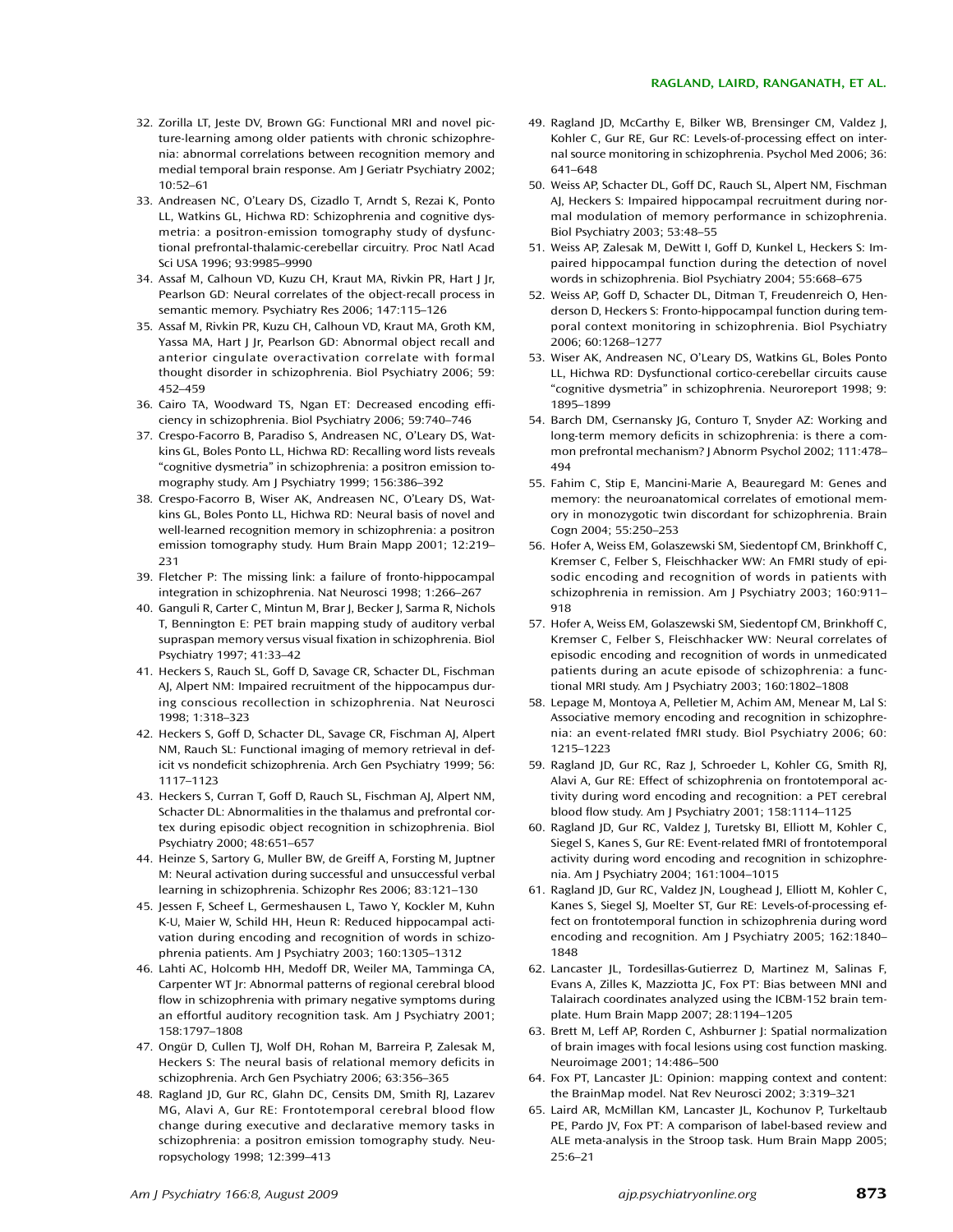32. Zorilla LT, Jeste DV, Brown GG: Functional MRI and novel picture-learning among older patients with chronic schizophrenia: abnormal correlations between recognition memory and medial temporal brain response. Am J Geriatr Psychiatry 2002; 10:52–61
33. Andreasen NC, O'Leary DS, Cizadlo T, Arndt S, Rezai K, Ponto LL, Watkins GL, Hichwa RD: Schizophrenia and cognitive dysmetria: a positron-emission tomography study of dysfunctional prefrontal-thalamic-cerebellar circuitry. Proc Natl Acad Sci USA 1996; 93:9985–9990
34. Assaf M, Calhoun VD, Kuzu CH, Kraut MA, Rivkin PR, Hart J Jr, Pearlson GD: Neural correlates of the object-recall process in semantic memory. Psychiatry Res 2006; 147:115–126
35. Assaf M, Rivkin PR, Kuzu CH, Calhoun VD, Kraut MA, Groth KM, Yassa MA, Hart J Jr, Pearlson GD: Abnormal object recall and anterior cingulate overactivation correlate with formal thought disorder in schizophrenia. Biol Psychiatry 2006; 59: 452–459
36. Cairo TA, Woodward TS, Ngan ET: Decreased encoding efficiency in schizophrenia. Biol Psychiatry 2006; 59:740–746
37. Crespo-Facorro B, Paradiso S, Andreasen NC, O'Leary DS, Watkins GL, Boles Ponto LL, Hichwa RD: Recalling word lists reveals "cognitive dysmetria" in schizophrenia: a positron emission tomography study. Am J Psychiatry 1999; 156:386–392
38. Crespo-Facorro B, Wiser AK, Andreasen NC, O'Leary DS, Watkins GL, Boles Ponto LL, Hichwa RD: Neural basis of novel and well-learned recognition memory in schizophrenia: a positron emission tomography study. Hum Brain Mapp 2001; 12:219–231
39. Fletcher P: The missing link: a failure of fronto-hippocampal integration in schizophrenia. Nat Neurosci 1998; 1:266–267
40. Ganguli R, Carter C, Mintun M, Brar J, Becker J, Sarma R, Nichols T, Bennington E: PET brain mapping study of auditory verbal supraspan memory versus visual fixation in schizophrenia. Biol Psychiatry 1997; 41:33–42
41. Heckers S, Rauch SL, Goff D, Savage CR, Schacter DL, Fischman AJ, Alpert NM: Impaired recruitment of the hippocampus during conscious recollection in schizophrenia. Nat Neurosci 1998; 1:318–323
42. Heckers S, Goff D, Schacter DL, Savage CR, Fischman AJ, Alpert NM, Rauch SL: Functional imaging of memory retrieval in deficit vs nondeficit schizophrenia. Arch Gen Psychiatry 1999; 56: 1117–1123
43. Heckers S, Curran T, Goff D, Rauch SL, Fischman AJ, Alpert NM, Schacter DL: Abnormalities in the thalamus and prefrontal cortex during episodic object recognition in schizophrenia. Biol Psychiatry 2000; 48:651–657
44. Heinze S, Sartory G, Muller BW, de Greiff A, Forsting M, Juptner M: Neural activation during successful and unsuccessful verbal learning in schizophrenia. Schizophr Res 2006; 83:121–130
45. Jessen F, Scheef L, Germeshausen L, Tawo Y, Kockler M, Kuhn K-U, Maier W, Schild HH, Heun R: Reduced hippocampal activation during encoding and recognition of words in schizophrenia patients. Am J Psychiatry 2003; 160:1305–1312
46. Lahti AC, Holcomb HH, Medoff DR, Weiler MA, Tamminga CA, Carpenter WT Jr: Abnormal patterns of regional cerebral blood flow in schizophrenia with primary negative symptoms during an effortful auditory recognition task. Am J Psychiatry 2001; 158:1797–1808
47. Ongür D, Cullen TJ, Wolf DH, Rohan M, Barreira P, Zalesak M, Heckers S: The neural basis of relational memory deficits in schizophrenia. Arch Gen Psychiatry 2006; 63:356–365
48. Ragland JD, Gur RC, Glahn DC, Censits DM, Smith RJ, Lazarev MG, Alavi A, Gur RE: Frontotemporal cerebral blood flow change during executive and declarative memory tasks in schizophrenia: a positron emission tomography study. Neuropsychology 1998; 12:399–413
49. Ragland JD, McCarthy E, Bilker WB, Brensinger CM, Valdez J, Kohler C, Gur RE, Gur RC: Levels-of-processing effect on internal source monitoring in schizophrenia. Psychol Med 2006; 36: 641–648
50. Weiss AP, Schacter DL, Goff DC, Rauch SL, Alpert NM, Fischman AJ, Heckers S: Impaired hippocampal recruitment during normal modulation of memory performance in schizophrenia. Biol Psychiatry 2003; 53:48–55
51. Weiss AP, Zalesak M, DeWitt I, Goff D, Kunkel L, Heckers S: Impaired hippocampal function during the detection of novel words in schizophrenia. Biol Psychiatry 2004; 55:668–675
52. Weiss AP, Goff D, Schacter DL, Ditman T, Freudenreich O, Henderson D, Heckers S: Fronto-hippocampal function during temporal context monitoring in schizophrenia. Biol Psychiatry 2006; 60:1268–1277
53. Wiser AK, Andreasen NC, O'Leary DS, Watkins GL, Boles Ponto LL, Hichwa RD: Dysfunctional cortico-cerebellar circuits cause "cognitive dysmetria" in schizophrenia. Neuroreport 1998; 9: 1895–1899
54. Barch DM, Csernansky JG, Conturo T, Snyder AZ: Working and long-term memory deficits in schizophrenia: is there a common prefrontal mechanism? J Abnorm Psychol 2002; 111:478–494
55. Fahim C, Stip E, Mancini-Marie A, Beauregard M: Genes and memory: the neuroanatomical correlates of emotional memory in monozygotic twin discordant for schizophrenia. Brain Cogn 2004; 55:250–253
56. Hofer A, Weiss EM, Golaszewski SM, Siedentopf CM, Brinkhoff C, Kremser C, Felber S, Fleischhacker WW: An FMRI study of episodic encoding and recognition of words in patients with schizophrenia in remission. Am J Psychiatry 2003; 160:911–918
57. Hofer A, Weiss EM, Golaszewski SM, Siedentopf CM, Brinkhoff C, Kremser C, Felber S, Fleischhacker WW: Neural correlates of episodic encoding and recognition of words in unmedicated patients during an acute episode of schizophrenia: a functional MRI study. Am J Psychiatry 2003; 160:1802–1808
58. Lepage M, Montoya A, Pelletier M, Achim AM, Menear M, Lal S: Associative memory encoding and recognition in schizophrenia: an event-related fMRI study. Biol Psychiatry 2006; 60: 1215–1223
59. Ragland JD, Gur RC, Raz J, Schroeder L, Kohler CG, Smith RJ, Alavi A, Gur RE: Effect of schizophrenia on frontotemporal activity during word encoding and recognition: a PET cerebral blood flow study. Am J Psychiatry 2001; 158:1114–1125
60. Ragland JD, Gur RC, Valdez J, Turetsky BI, Elliott M, Kohler C, Siegel S, Kanes S, Gur RE: Event-related fMRI of frontotemporal activity during word encoding and recognition in schizophrenia. Am J Psychiatry 2004; 161:1004–1015
61. Ragland JD, Gur RC, Valdez JN, Loughead J, Elliott M, Kohler C, Kanes S, Siegel SJ, Moelter ST, Gur RE: Levels-of-processing effect on frontotemporal function in schizophrenia during word encoding and recognition. Am J Psychiatry 2005; 162:1840–1848
62. Lancaster JL, Tordesillas-Gutierrez D, Martinez M, Salinas F, Evans A, Zilles K, Mazziotta JC, Fox PT: Bias between MNI and Talairach coordinates analyzed using the ICBM-152 brain template. Hum Brain Mapp 2007; 28:1194–1205
63. Brett M, Leff AP, Rorden C, Ashburner J: Spatial normalization of brain images with focal lesions using cost function masking. Neuroimage 2001; 14:486–500
64. Fox PT, Lancaster JL: Opinion: mapping context and content: the BrainMap model. Nat Rev Neurosci 2002; 3:319–321
65. Laird AR, McMillan KM, Lancaster JL, Kochunov P, Turkeltaub PE, Pardo JV, Fox PT: A comparison of label-based review and ALE meta-analysis in the Stroop task. Hum Brain Mapp 2005; 25:6–21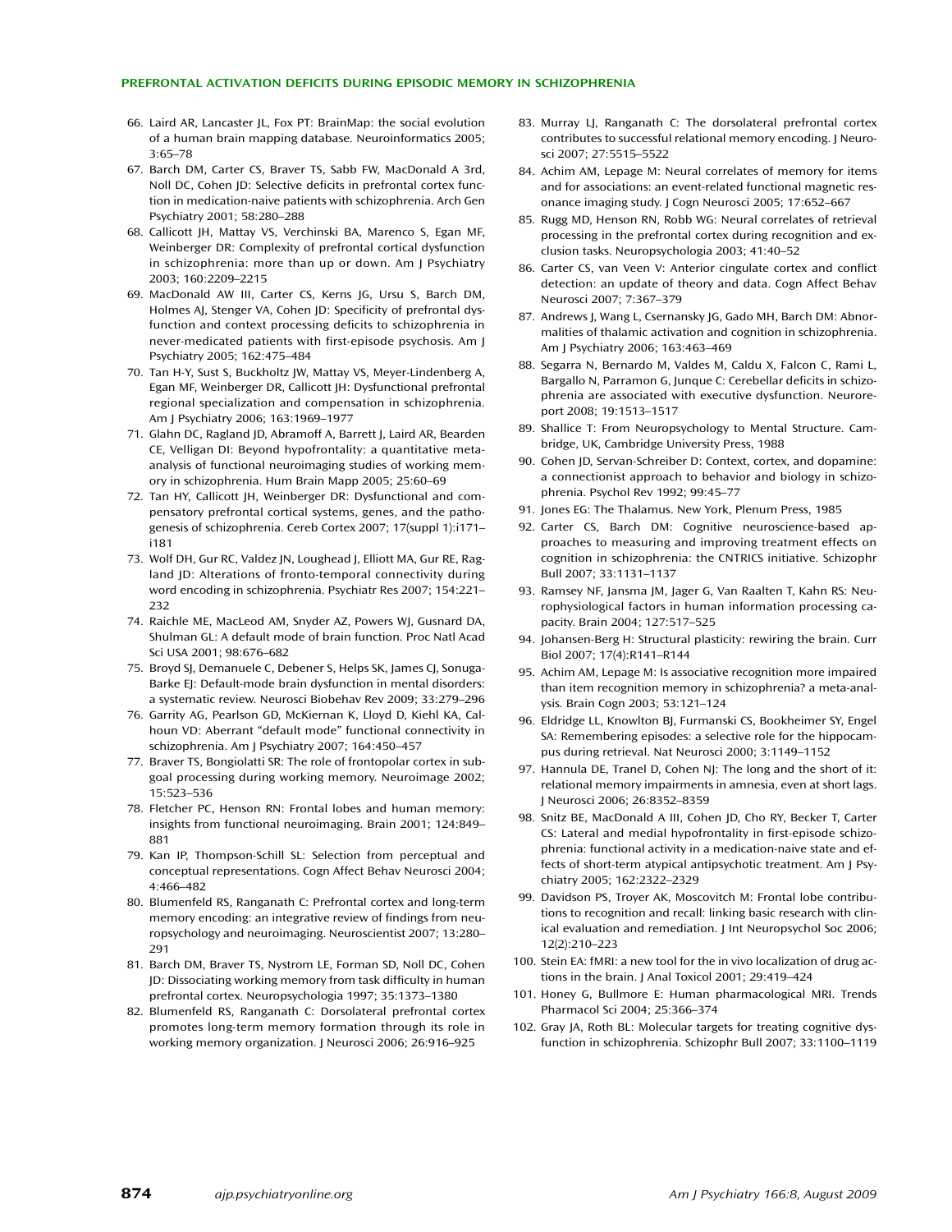66. Laird AR, Lancaster JL, Fox PT: BrainMap: the social evolution of a human brain mapping database. Neuroinformatics 2005; 3:65–78
67. Barch DM, Carter CS, Braver TS, Sabb FW, MacDonald A 3rd, Noll DC, Cohen JD: Selective deficits in prefrontal cortex function in medication-naive patients with schizophrenia. Arch Gen Psychiatry 2001; 58:280–288
68. Callicott JH, Mattay VS, Verchinski BA, Marenco S, Egan MF, Weinberger DR: Complexity of prefrontal cortical dysfunction in schizophrenia: more than up or down. Am J Psychiatry 2003; 160:2209–2215
69. MacDonald AW III, Carter CS, Kerns JG, Ursu S, Barch DM, Holmes AJ, Stenger VA, Cohen JD: Specificity of prefrontal dysfunction and context processing deficits to schizophrenia in never-medicated patients with first-episode psychosis. Am J Psychiatry 2005; 162:475–484
70. Tan H-Y, Sust S, Buckholtz JW, Mattay VS, Meyer-Lindenberg A, Egan MF, Weinberger DR, Callicott JH: Dysfunctional prefrontal regional specialization and compensation in schizophrenia. Am J Psychiatry 2006; 163:1969–1977
71. Glahn DC, Ragland JD, Abramoff A, Barrett J, Laird AR, Bearden CE, Velligan DI: Beyond hypofrontality: a quantitative meta-analysis of functional neuroimaging studies of working memory in schizophrenia. Hum Brain Mapp 2005; 25:60–69
72. Tan HY, Callicott JH, Weinberger DR: Dysfunctional and compensatory prefrontal cortical systems, genes, and the pathogenesis of schizophrenia. Cereb Cortex 2007; 17(suppl 1):i171–i181
73. Wolf DH, Gur RC, Valdez JN, Loughead J, Elliott MA, Gur RE, Ragland JD: Alterations of fronto-temporal connectivity during word encoding in schizophrenia. Psychiatr Res 2007; 154:221–232
74. Raichle ME, MacLeod AM, Snyder AZ, Powers WJ, Gusnard DA, Shulman GL: A default mode of brain function. Proc Natl Acad Sci USA 2001; 98:676–682
75. Broyd SJ, Demanuele C, Debener S, Helps SK, James CJ, Sonuga-Barke EJ: Default-mode brain dysfunction in mental disorders: a systematic review. Neurosci Biobehav Rev 2009; 33:279–296
76. Garrity AG, Pearlson GD, McKiernan K, Lloyd D, Kiehl KA, Calhoun VD: Aberrant "default mode" functional connectivity in schizophrenia. Am J Psychiatry 2007; 164:450–457
77. Braver TS, Bongiolatti SR: The role of frontopolar cortex in subgoal processing during working memory. Neuroimage 2002; 15:523–536
78. Fletcher PC, Henson RN: Frontal lobes and human memory: insights from functional neuroimaging. Brain 2001; 124:849–881
79. Kan IP, Thompson-Schill SL: Selection from perceptual and conceptual representations. Cogn Affect Behav Neurosci 2004; 4:466–482
80. Blumenfeld RS, Ranganath C: Prefrontal cortex and long-term memory encoding: an integrative review of findings from neuropsychology and neuroimaging. Neuroscientist 2007; 13:280–291
81. Barch DM, Braver TS, Nystrom LE, Forman SD, Noll DC, Cohen JD: Dissociating working memory from task difficulty in human prefrontal cortex. Neuropsychologia 1997; 35:1373–1380
82. Blumenfeld RS, Ranganath C: Dorsolateral prefrontal cortex promotes long-term memory formation through its role in working memory organization. J Neurosci 2006; 26:916–925
83. Murray LJ, Ranganath C: The dorsolateral prefrontal cortex contributes to successful relational memory encoding. J Neurosci 2007; 27:5515–5522
84. Achim AM, Lepage M: Neural correlates of memory for items and for associations: an event-related functional magnetic resonance imaging study. J Cogn Neurosci 2005; 17:652–667
85. Rugg MD, Henson RN, Robb WG: Neural correlates of retrieval processing in the prefrontal cortex during recognition and exclusion tasks. Neuropsychologia 2003; 41:40–52
86. Carter CS, van Veen V: Anterior cingulate cortex and conflict detection: an update of theory and data. Cogn Affect Behav Neurosci 2007; 7:367–379
87. Andrews J, Wang L, Csernansky JG, Gado MH, Barch DM: Abnormalities of thalamic activation and cognition in schizophrenia. Am J Psychiatry 2006; 163:463–469
88. Segarra N, Bernardo M, Valdes M, Caldu X, Falcon C, Rami L, Bargallo N, Parramon G, Junque C: Cerebellar deficits in schizophrenia are associated with executive dysfunction. Neuroreport 2008; 19:1513–1517
89. Shallice T: From Neuropsychology to Mental Structure. Cambridge, UK, Cambridge University Press, 1988
90. Cohen JD, Servan-Schreiber D: Context, cortex, and dopamine: a connectionist approach to behavior and biology in schizophrenia. Psychol Rev 1992; 99:45–77
91. Jones EG: The Thalamus. New York, Plenum Press, 1985
92. Carter CS, Barch DM: Cognitive neuroscience-based approaches to measuring and improving treatment effects on cognition in schizophrenia: the CNTRICS initiative. Schizophr Bull 2007; 33:1131–1137
93. Ramsey NF, Jansma JM, Jager G, Van Raalten T, Kahn RS: Neurophysiological factors in human information processing capacity. Brain 2004; 127:517–525
94. Johansen-Berg H: Structural plasticity: rewiring the brain. Curr Biol 2007; 17(4):R141–R144
95. Achim AM, Lepage M: Is associative recognition more impaired than item recognition memory in schizophrenia? a meta-analysis. Brain Cogn 2003; 53:121–124
96. Eldridge LL, Knowlton BJ, Furmanski CS, Bookheimer SY, Engel SA: Remembering episodes: a selective role for the hippocampus during retrieval. Nat Neurosci 2000; 3:1149–1152
97. Hannula DE, Tranel D, Cohen NJ: The long and the short of it: relational memory impairments in amnesia, even at short lags. J Neurosci 2006; 26:8352–8359
98. Snitz BE, MacDonald A III, Cohen JD, Cho RY, Becker T, Carter CS: Lateral and medial hypofrontality in first-episode schizophrenia: functional activity in a medication-naive state and effects of short-term atypical antipsychotic treatment. Am J Psychiatry 2005; 162:2322–2329
99. Davidson PS, Troyer AK, Moscovitch M: Frontal lobe contributions to recognition and recall: linking basic research with clinical evaluation and remediation. J Int Neuropsychol Soc 2006; 12(2):210–223
100. Stein EA: fMRI: a new tool for the in vivo localization of drug actions in the brain. J Anal Toxicol 2001; 29:419–424
101. Honey G, Bullmore E: Human pharmacological MRI. Trends Pharmacol Sci 2004; 25:366–374
102. Gray JA, Roth BL: Molecular targets for treating cognitive dysfunction in schizophrenia. Schizophr Bull 2007; 33:1100–1119